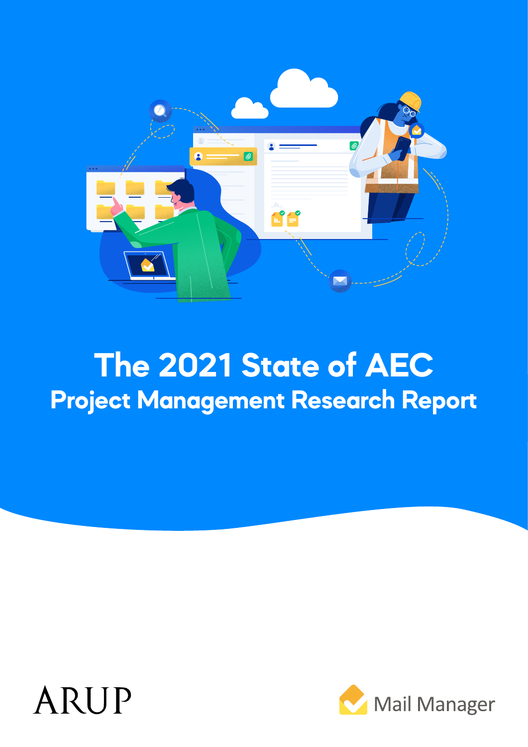# The 2021 State of AEC

## Project Management Research Report

ARUP

Mail Manager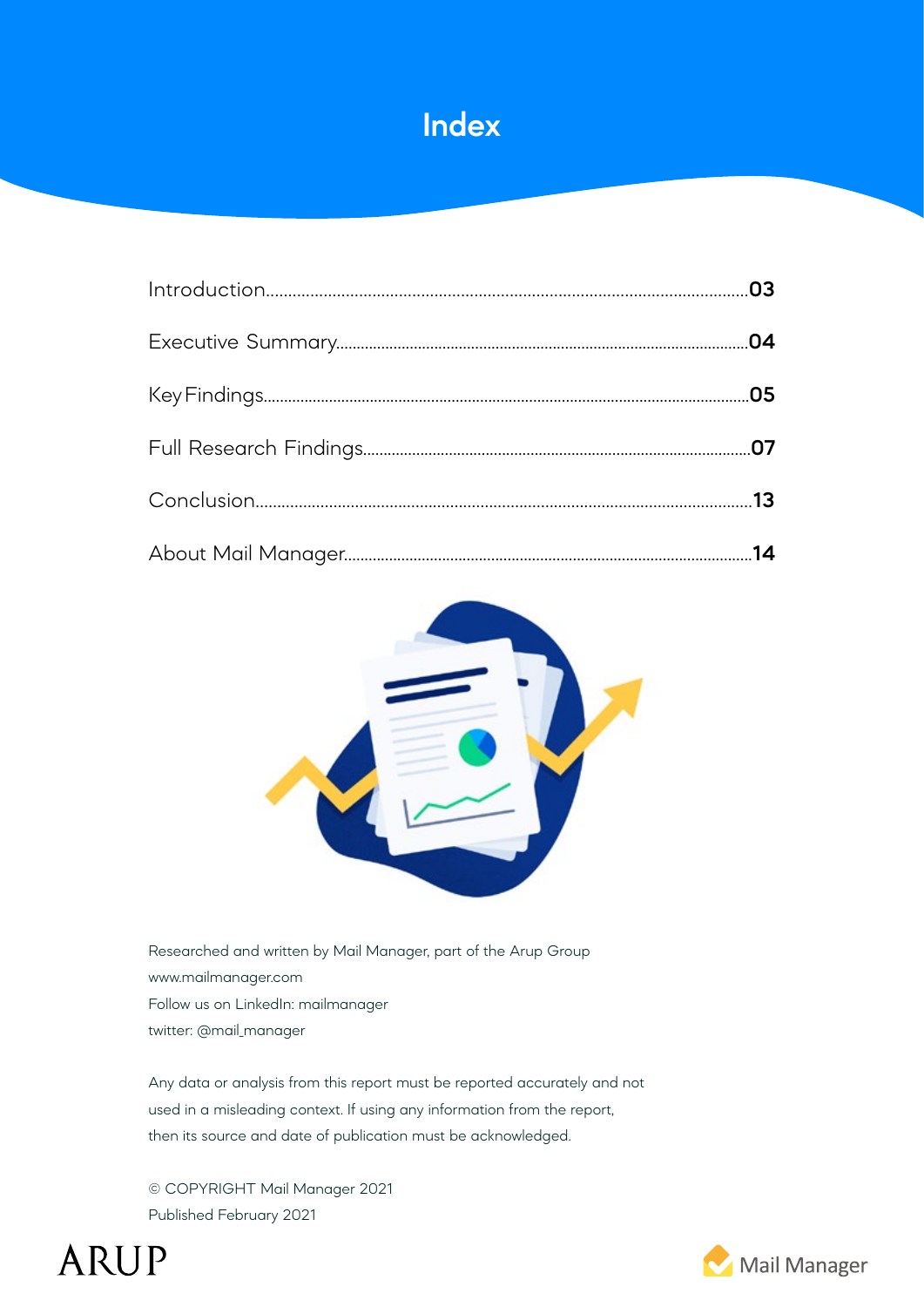# Index

| | |
|---|---|
| Introduction | 03 |
| Executive Summary | 04 |
| Key Findings | 05 |
| Full Research Findings | 07 |
| Conclusion | 13 |
| About Mail Manager | 14 |

Researched and written by Mail Manager, part of the Arup Group
www.mailmanager.com
Follow us on LinkedIn: mailmanager
twitter: @mail_manager

Any data or analysis from this report must be reported accurately and not used in a misleading context. If using any information from the report, then its source and date of publication must be acknowledged.

© COPYRIGHT Mail Manager 2021
Published February 2021

ARUP

Mail Manager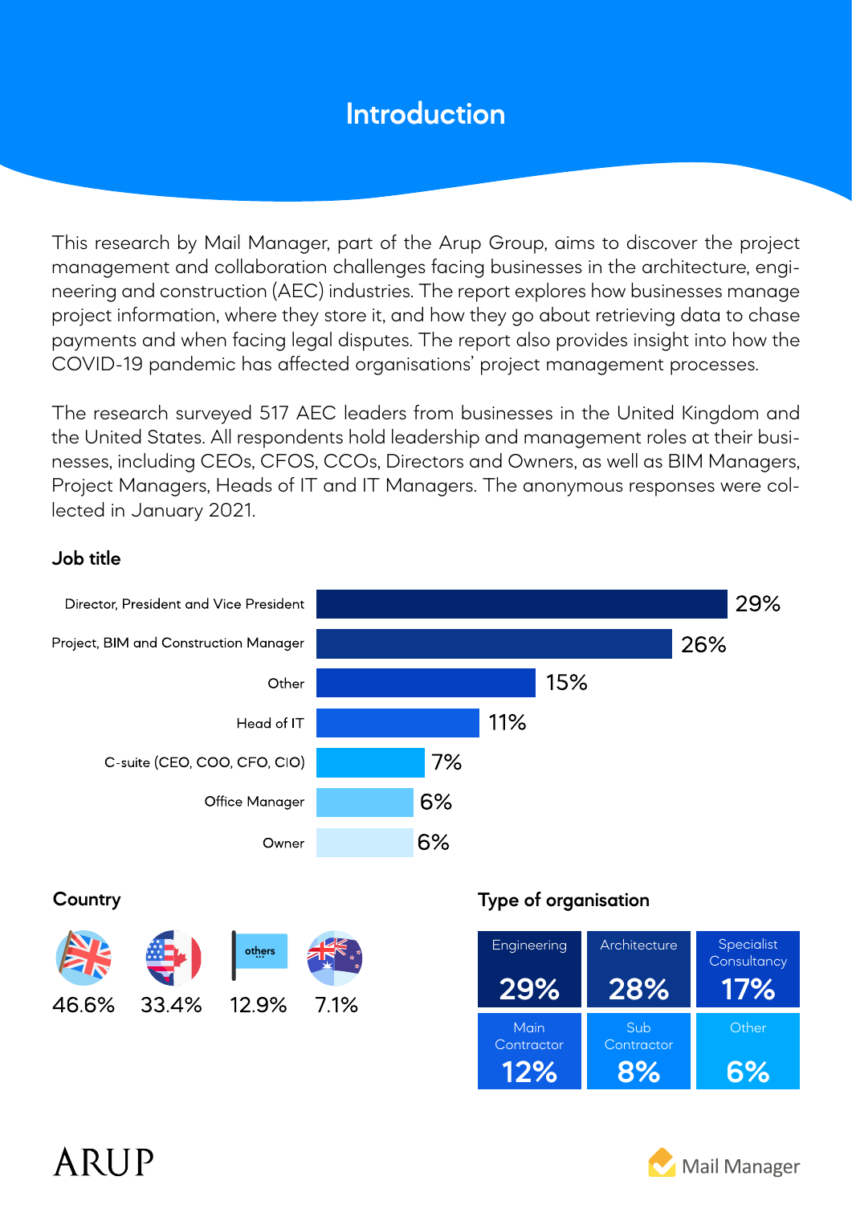# Introduction

This research by Mail Manager, part of the Arup Group, aims to discover the project management and collaboration challenges facing businesses in the architecture, engineering and construction (AEC) industries. The report explores how businesses manage project information, where they store it, and how they go about retrieving data to chase payments and when facing legal disputes. The report also provides insight into how the COVID-19 pandemic has affected organisations' project management processes.

The research surveyed 517 AEC leaders from businesses in the United Kingdom and the United States. All respondents hold leadership and management roles at their businesses, including CEOs, CFOS, CCOs, Directors and Owners, as well as BIM Managers, Project Managers, Heads of IT and IT Managers. The anonymous responses were collected in January 2021.

### Job title

| Job title | % |
|---|---|
| Director, President and Vice President | 29% |
| Project, BIM and Construction Manager | 26% |
| Other | 15% |
| Head of IT | 11% |
| C-suite (CEO, COO, CFO, CIO) | 7% |
| Office Manager | 6% |
| Owner | 6% |

### Country

| United Kingdom | United States / Canada | others | Australia / New Zealand |
|---|---|---|---|
| 46.6% | 33.4% | 12.9% | 7.1% |

### Type of organisation

| Engineering | Architecture | Specialist Consultancy | Main Contractor | Sub Contractor | Other |
|---|---|---|---|---|---|
| 29% | 28% | 17% | 12% | 8% | 6% |

ARUP

Mail Manager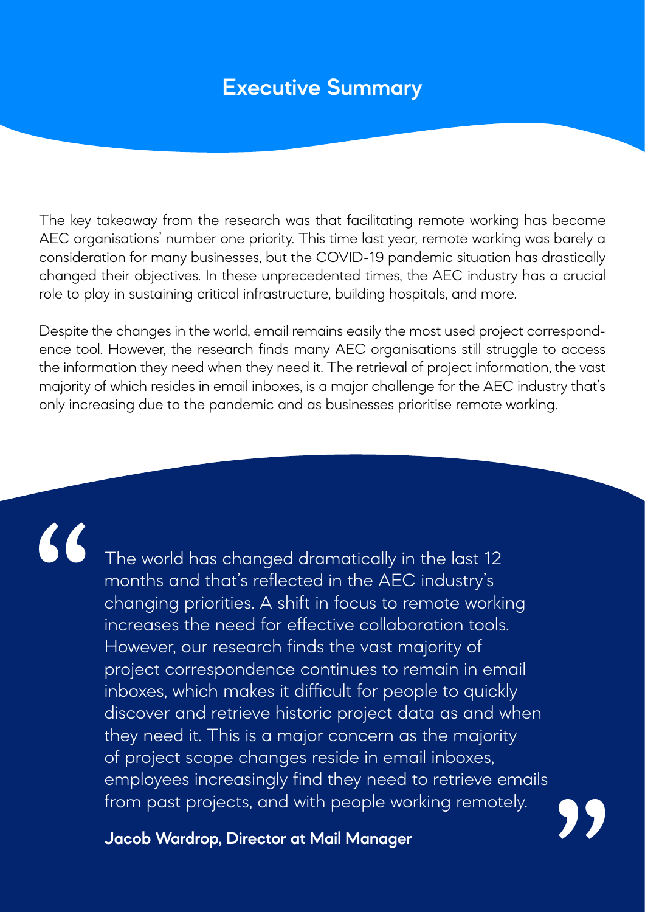# Executive Summary

The key takeaway from the research was that facilitating remote working has become AEC organisations' number one priority. This time last year, remote working was barely a consideration for many businesses, but the COVID-19 pandemic situation has drastically changed their objectives. In these unprecedented times, the AEC industry has a crucial role to play in sustaining critical infrastructure, building hospitals, and more.

Despite the changes in the world, email remains easily the most used project correspondence tool. However, the research finds many AEC organisations still struggle to access the information they need when they need it. The retrieval of project information, the vast majority of which resides in email inboxes, is a major challenge for the AEC industry that's only increasing due to the pandemic and as businesses prioritise remote working.

> "The world has changed dramatically in the last 12 months and that's reflected in the AEC industry's changing priorities. A shift in focus to remote working increases the need for effective collaboration tools. However, our research finds the vast majority of project correspondence continues to remain in email inboxes, which makes it difficult for people to quickly discover and retrieve historic project data as and when they need it. This is a major concern as the majority of project scope changes reside in email inboxes, employees increasingly find they need to retrieve emails from past projects, and with people working remotely."
>
> **Jacob Wardrop, Director at Mail Manager**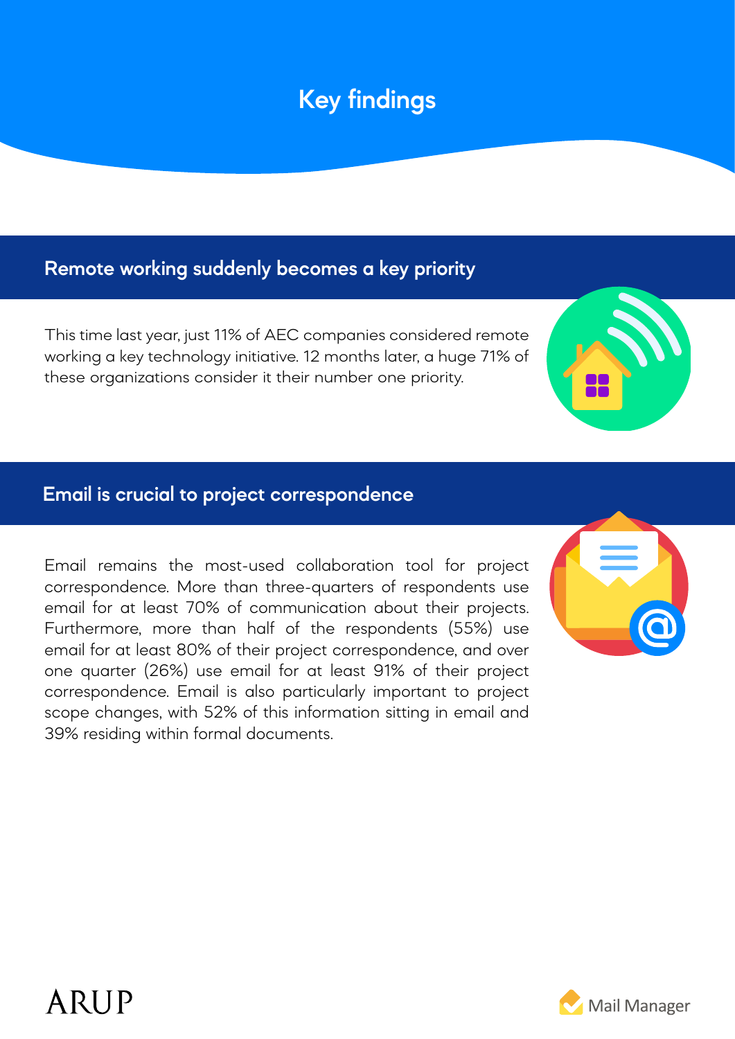# Key findings

## Remote working suddenly becomes a key priority

This time last year, just 11% of AEC companies considered remote working a key technology initiative. 12 months later, a huge 71% of these organizations consider it their number one priority.

## Email is crucial to project correspondence

Email remains the most-used collaboration tool for project correspondence. More than three-quarters of respondents use email for at least 70% of communication about their projects. Furthermore, more than half of the respondents (55%) use email for at least 80% of their project correspondence, and over one quarter (26%) use email for at least 91% of their project correspondence. Email is also particularly important to project scope changes, with 52% of this information sitting in email and 39% residing within formal documents.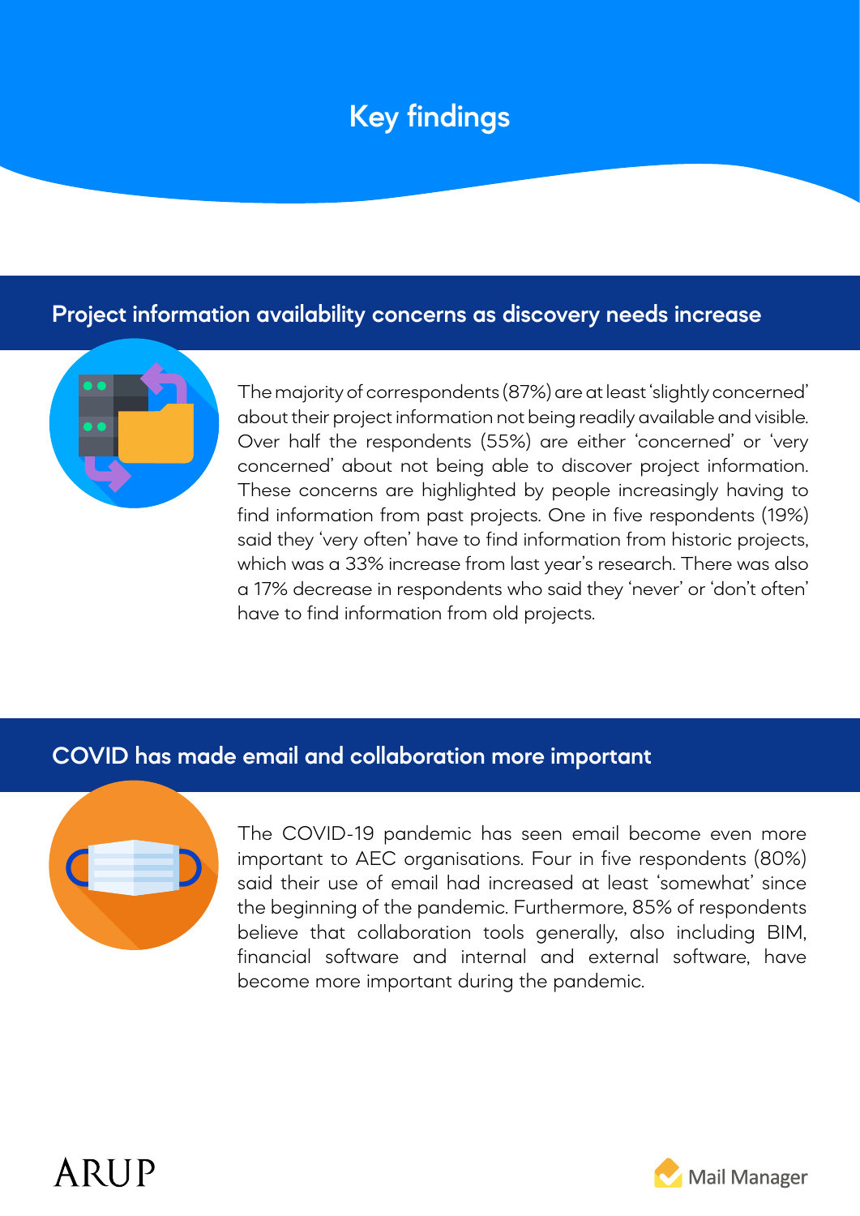# Key findings

## Project information availability concerns as discovery needs increase

The majority of correspondents (87%) are at least 'slightly concerned' about their project information not being readily available and visible. Over half the respondents (55%) are either 'concerned' or 'very concerned' about not being able to discover project information. These concerns are highlighted by people increasingly having to find information from past projects. One in five respondents (19%) said they 'very often' have to find information from historic projects, which was a 33% increase from last year's research. There was also a 17% decrease in respondents who said they 'never' or 'don't often' have to find information from old projects.

## COVID has made email and collaboration more important

The COVID-19 pandemic has seen email become even more important to AEC organisations. Four in five respondents (80%) said their use of email had increased at least 'somewhat' since the beginning of the pandemic. Furthermore, 85% of respondents believe that collaboration tools generally, also including BIM, financial software and internal and external software, have become more important during the pandemic.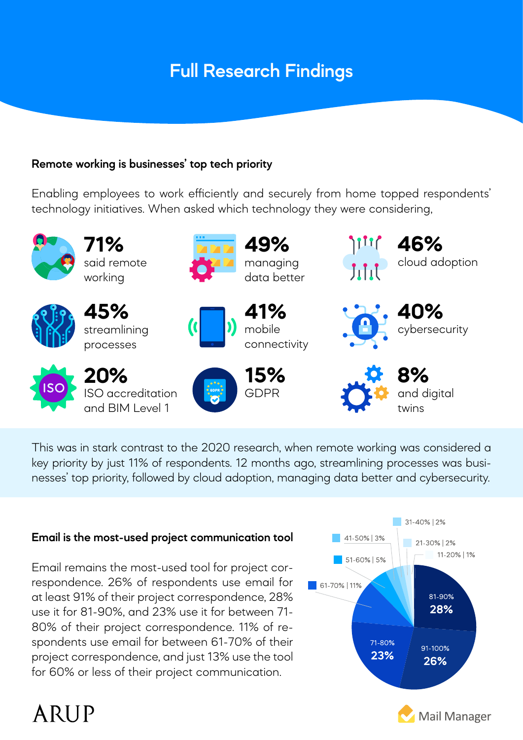# Full Research Findings

### Remote working is businesses' top tech priority

Enabling employees to work efficiently and securely from home topped respondents' technology initiatives. When asked which technology they were considering,

- **71%** said remote working
- **49%** managing data better
- **46%** cloud adoption
- **45%** streamlining processes
- **41%** mobile connectivity
- **40%** cybersecurity
- **20%** ISO accreditation and BIM Level 1
- **15%** GDPR
- **8%** and digital twins

This was in stark contrast to the 2020 research, when remote working was considered a key priority by just 11% of respondents. 12 months ago, streamlining processes was businesses' top priority, followed by cloud adoption, managing data better and cybersecurity.

### Email is the most-used project communication tool

Email remains the most-used tool for project correspondence. 26% of respondents use email for at least 91% of their project correspondence, 28% use it for 81-90%, and 23% use it for between 71-80% of their project correspondence. 11% of respondents use email for between 61-70% of their project correspondence, and just 13% use the tool for 60% or less of their project communication.

| Share of project correspondence via email | Respondents |
|---|---|
| 91-100% | 26% |
| 81-90% | 28% |
| 71-80% | 23% |
| 61-70% | 11% |
| 51-60% | 5% |
| 41-50% | 3% |
| 31-40% | 2% |
| 21-30% | 2% |
| 11-20% | 1% |

ARUP

Mail Manager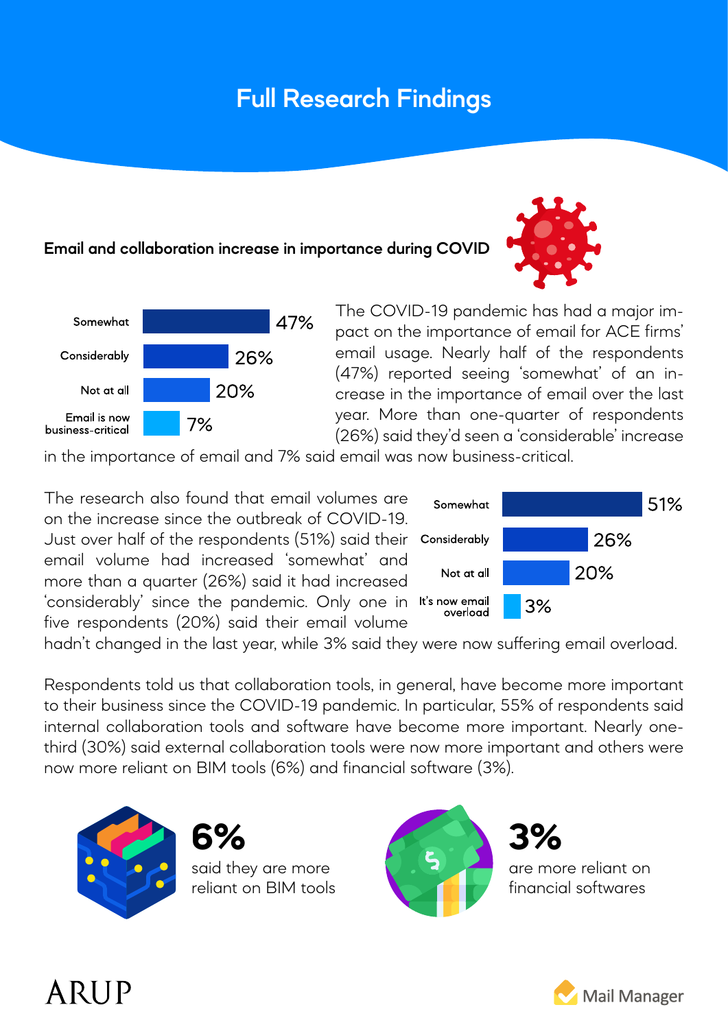# Full Research Findings

## Email and collaboration increase in importance during COVID

| | |
|---|---|
| Somewhat | 47% |
| Considerably | 26% |
| Not at all | 20% |
| Email is now business-critical | 7% |

The COVID-19 pandemic has had a major impact on the importance of email for ACE firms' email usage. Nearly half of the respondents (47%) reported seeing 'somewhat' of an increase in the importance of email over the last year. More than one-quarter of respondents (26%) said they'd seen a 'considerable' increase in the importance of email and 7% said email was now business-critical.

The research also found that email volumes are on the increase since the outbreak of COVID-19. Just over half of the respondents (51%) said their email volume had increased 'somewhat' and more than a quarter (26%) said it had increased 'considerably' since the pandemic. Only one in five respondents (20%) said their email volume hadn't changed in the last year, while 3% said they were now suffering email overload.

| | |
|---|---|
| Somewhat | 51% |
| Considerably | 26% |
| Not at all | 20% |
| It's now email overload | 3% |

Respondents told us that collaboration tools, in general, have become more important to their business since the COVID-19 pandemic. In particular, 55% of respondents said internal collaboration tools and software have become more important. Nearly one-third (30%) said external collaboration tools were now more important and others were now more reliant on BIM tools (6%) and financial software (3%).

**6%** said they are more reliant on BIM tools

**3%** are more reliant on financial softwares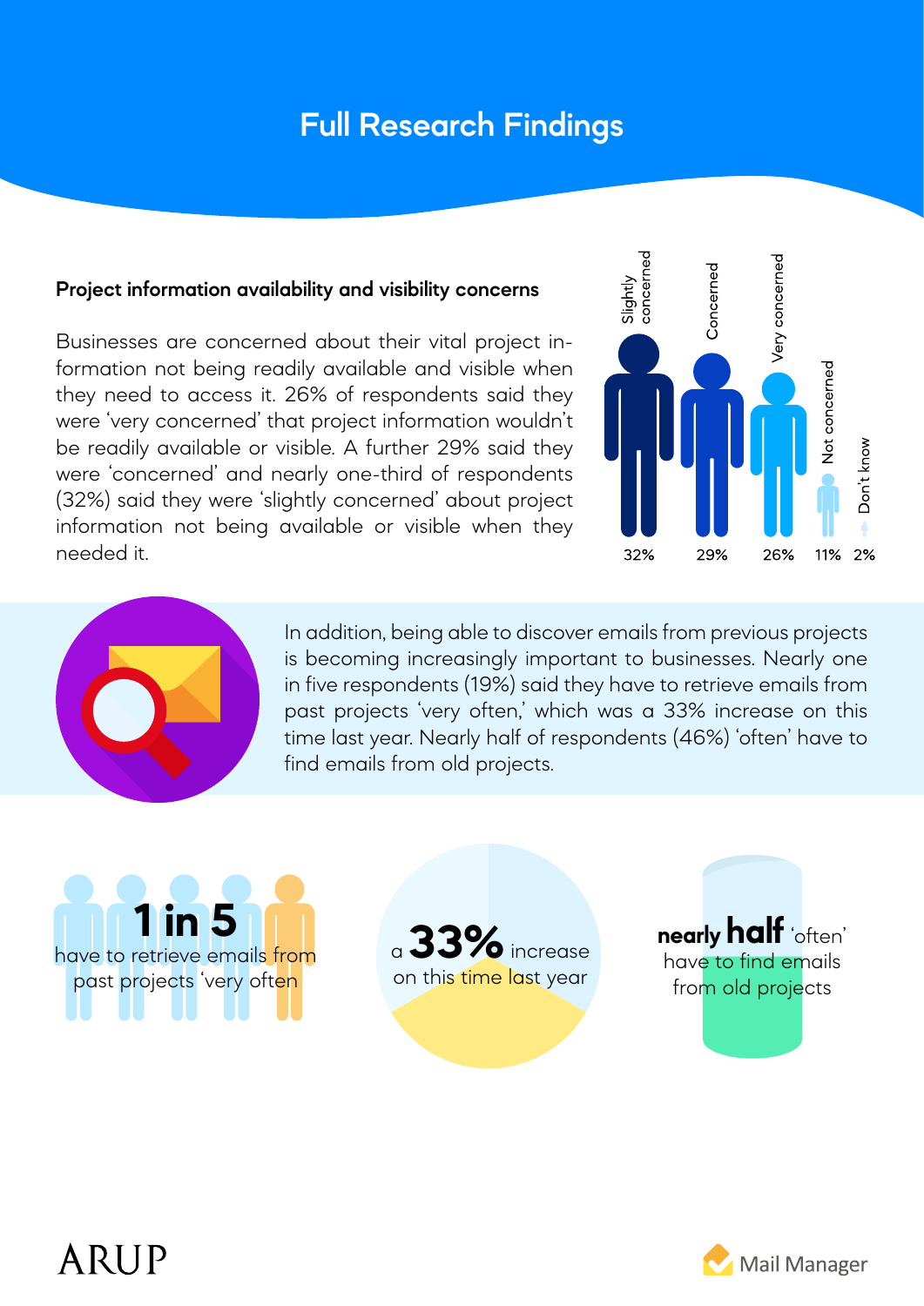# Full Research Findings

**Project information availability and visibility concerns**

Businesses are concerned about their vital project information not being readily available and visible when they need to access it. 26% of respondents said they were 'very concerned' that project information wouldn't be readily available or visible. A further 29% said they were 'concerned' and nearly one-third of respondents (32%) said they were 'slightly concerned' about project information not being available or visible when they needed it.

| Slightly concerned | Concerned | Very concerned | Not concerned | Don't know |
|---|---|---|---|---|
| 32% | 29% | 26% | 11% | 2% |

In addition, being able to discover emails from previous projects is becoming increasingly important to businesses. Nearly one in five respondents (19%) said they have to retrieve emails from past projects 'very often,' which was a 33% increase on this time last year. Nearly half of respondents (46%) 'often' have to find emails from old projects.

**1 in 5** have to retrieve emails from past projects 'very often

a **33%** increase on this time last year

**nearly half** 'often' have to find emails from old projects

ARUP

Mail Manager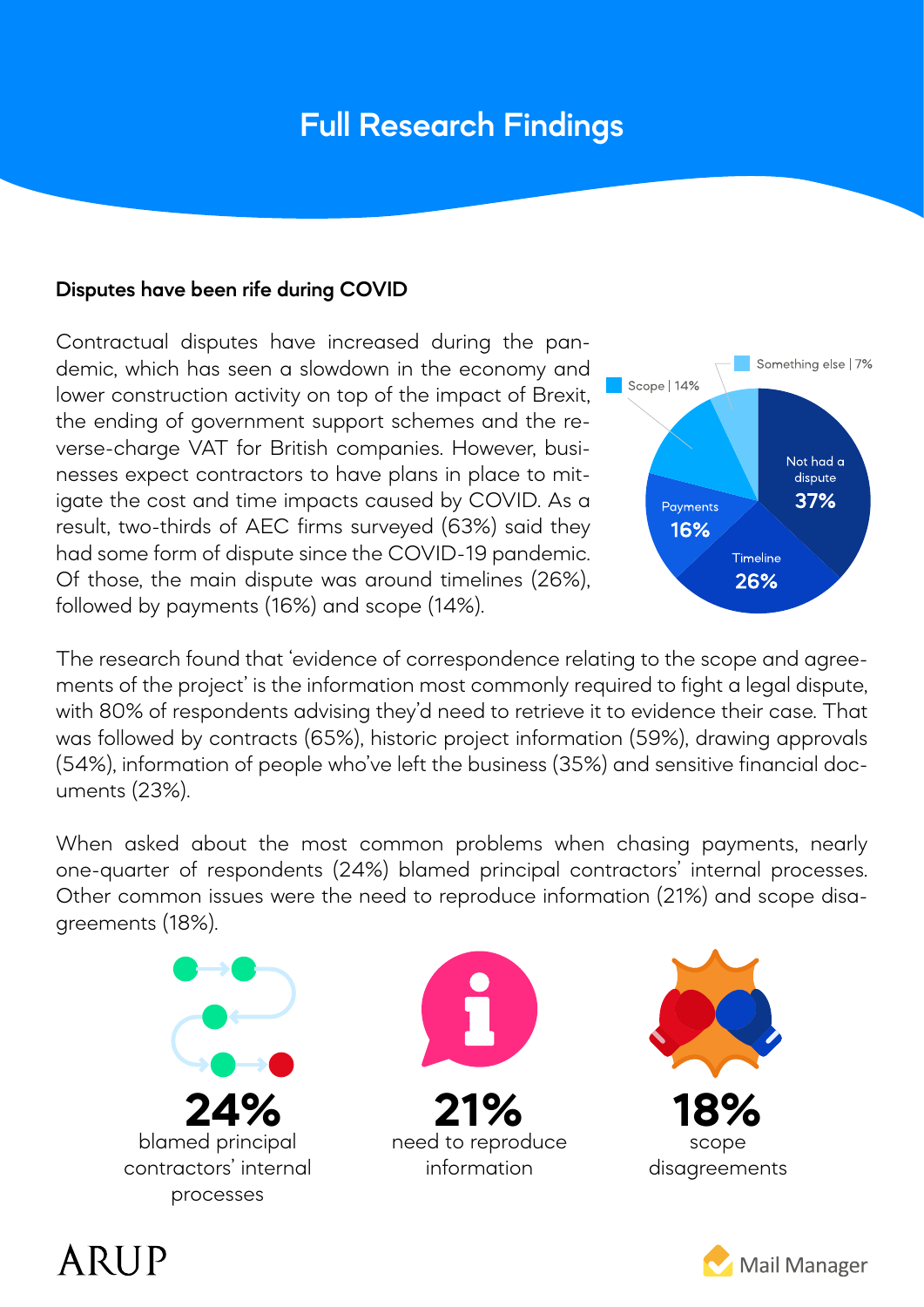# Full Research Findings

### Disputes have been rife during COVID

Contractual disputes have increased during the pandemic, which has seen a slowdown in the economy and lower construction activity on top of the impact of Brexit, the ending of government support schemes and the reverse-charge VAT for British companies. However, businesses expect contractors to have plans in place to mitigate the cost and time impacts caused by COVID. As a result, two-thirds of AEC firms surveyed (63%) said they had some form of dispute since the COVID-19 pandemic. Of those, the main dispute was around timelines (26%), followed by payments (16%) and scope (14%).

| Category | Percentage |
|---|---|
| Not had a dispute | 37% |
| Timeline | 26% |
| Payments | 16% |
| Scope | 14% |
| Something else | 7% |

The research found that 'evidence of correspondence relating to the scope and agreements of the project' is the information most commonly required to fight a legal dispute, with 80% of respondents advising they'd need to retrieve it to evidence their case. That was followed by contracts (65%), historic project information (59%), drawing approvals (54%), information of people who've left the business (35%) and sensitive financial documents (23%).

When asked about the most common problems when chasing payments, nearly one-quarter of respondents (24%) blamed principal contractors' internal processes. Other common issues were the need to reproduce information (21%) and scope disagreements (18%).

**24%** blamed principal contractors' internal processes

**21%** need to reproduce information

**18%** scope disagreements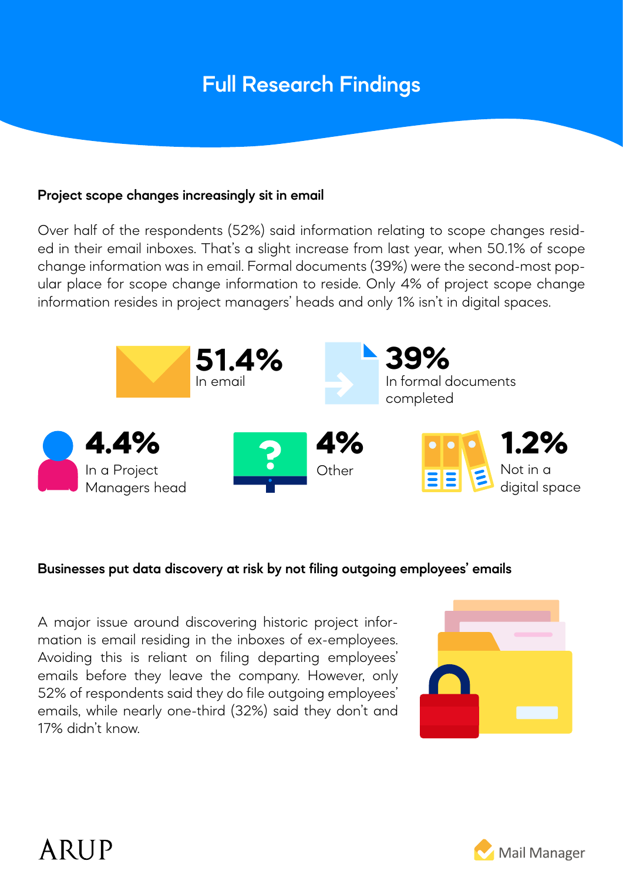# Full Research Findings

### Project scope changes increasingly sit in email

Over half of the respondents (52%) said information relating to scope changes resided in their email inboxes. That's a slight increase from last year, when 50.1% of scope change information was in email. Formal documents (39%) were the second-most popular place for scope change information to reside. Only 4% of project scope change information resides in project managers' heads and only 1% isn't in digital spaces.

**51.4%**
In email

**39%**
In formal documents completed

**4.4%**
In a Project Managers head

**4%**
Other

**1.2%**
Not in a digital space

### Businesses put data discovery at risk by not filing outgoing employees' emails

A major issue around discovering historic project information is email residing in the inboxes of ex-employees. Avoiding this is reliant on filing departing employees' emails before they leave the company. However, only 52% of respondents said they do file outgoing employees' emails, while nearly one-third (32%) said they don't and 17% didn't know.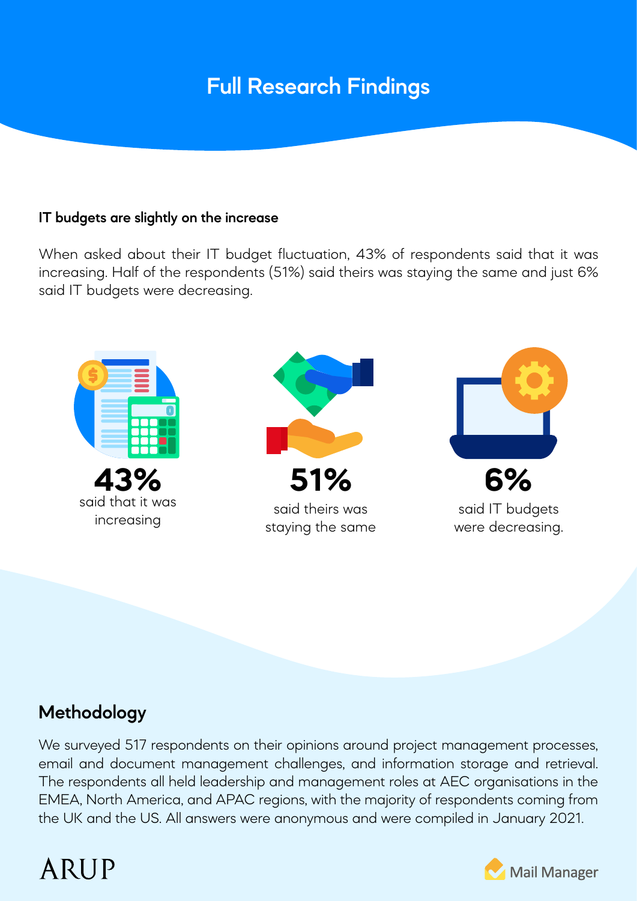# Full Research Findings

**IT budgets are slightly on the increase**

When asked about their IT budget fluctuation, 43% of respondents said that it was increasing. Half of the respondents (51%) said theirs was staying the same and just 6% said IT budgets were decreasing.

**43%**
said that it was increasing

**51%**
said theirs was staying the same

**6%**
said IT budgets were decreasing.

## Methodology

We surveyed 517 respondents on their opinions around project management processes, email and document management challenges, and information storage and retrieval. The respondents all held leadership and management roles at AEC organisations in the EMEA, North America, and APAC regions, with the majority of respondents coming from the UK and the US. All answers were anonymous and were compiled in January 2021.

ARUP

Mail Manager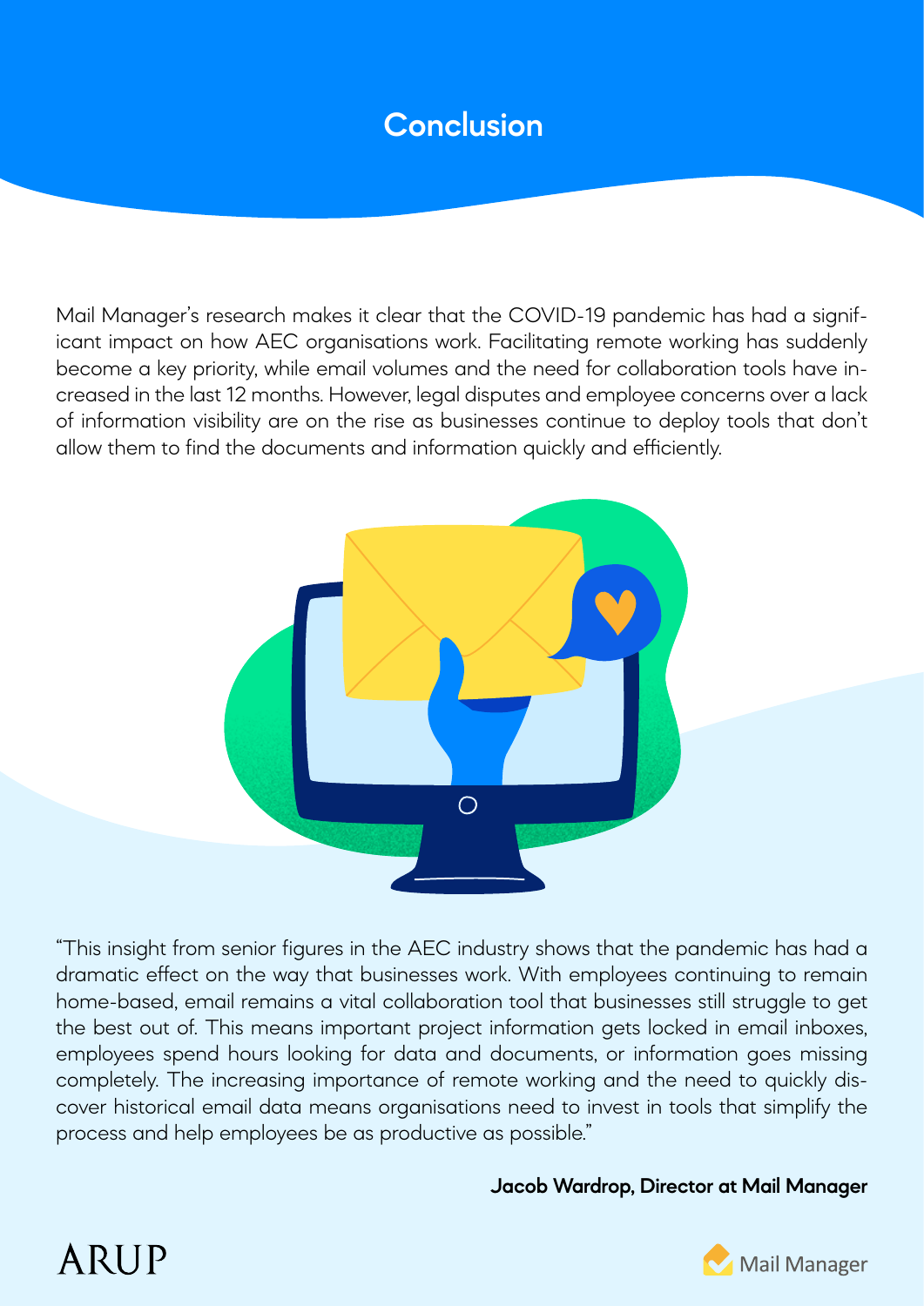# Conclusion

Mail Manager's research makes it clear that the COVID-19 pandemic has had a significant impact on how AEC organisations work. Facilitating remote working has suddenly become a key priority, while email volumes and the need for collaboration tools have increased in the last 12 months. However, legal disputes and employee concerns over a lack of information visibility are on the rise as businesses continue to deploy tools that don't allow them to find the documents and information quickly and efficiently.

"This insight from senior figures in the AEC industry shows that the pandemic has had a dramatic effect on the way that businesses work. With employees continuing to remain home-based, email remains a vital collaboration tool that businesses still struggle to get the best out of. This means important project information gets locked in email inboxes, employees spend hours looking for data and documents, or information goes missing completely. The increasing importance of remote working and the need to quickly discover historical email data means organisations need to invest in tools that simplify the process and help employees be as productive as possible."

**Jacob Wardrop, Director at Mail Manager**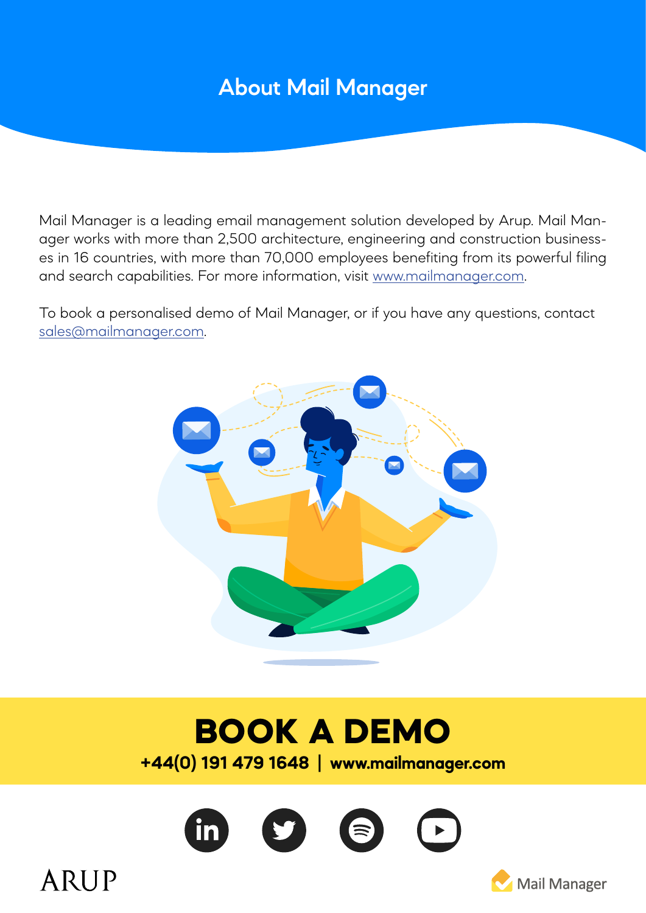# About Mail Manager

Mail Manager is a leading email management solution developed by Arup. Mail Manager works with more than 2,500 architecture, engineering and construction businesses in 16 countries, with more than 70,000 employees benefiting from its powerful filing and search capabilities. For more information, visit www.mailmanager.com.

To book a personalised demo of Mail Manager, or if you have any questions, contact sales@mailmanager.com.

## BOOK A DEMO

**+44(0) 191 479 1648 | www.mailmanager.com**

ARUP

Mail Manager